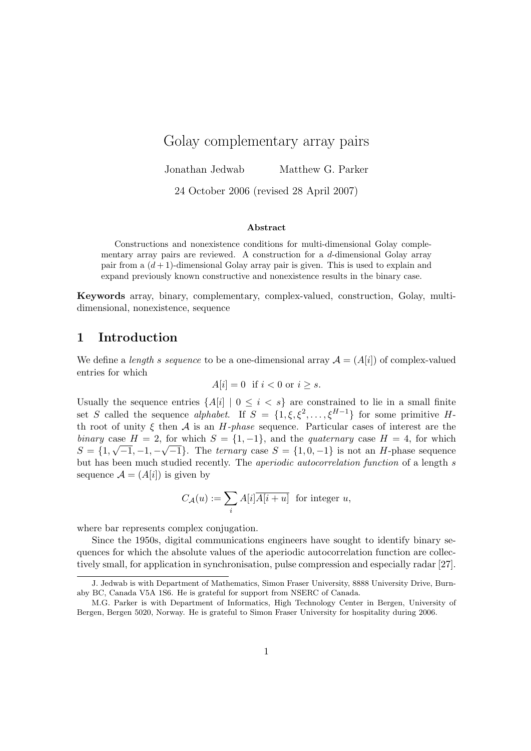# Golay complementary array pairs

Jonathan Jedwab Matthew G. Parker

24 October 2006 (revised 28 April 2007)

### Abstract

Constructions and nonexistence conditions for multi-dimensional Golay complementary array pairs are reviewed. A construction for a $d$-dimensional Golay array pair from a $(d+1)$-dimensional Golay array pair is given. This is used to explain and expand previously known constructive and nonexistence results in the binary case.

**Keywords** array, binary, complementary, complex-valued, construction, Golay, multi-dimensional, nonexistence, sequence

## 1 Introduction

We define a *length s sequence* to be a one-dimensional array $\mathcal{A} = (A[i])$ of complex-valued entries for which

$$A[i] = 0 \ \text{ if } i < 0 \text{ or } i \geq s.$$

Usually the sequence entries $\{A[i] \mid 0 \leq i < s\}$ are constrained to lie in a small finite set $S$ called the sequence *alphabet*. If $S = \{1, \xi, \xi^2, \ldots, \xi^{H-1}\}$ for some primitive $H$-th root of unity $\xi$ then $\mathcal{A}$ is an *$H$-phase* sequence. Particular cases of interest are the *binary* case $H = 2$, for which $S = \{1, -1\}$, and the *quaternary* case $H = 4$, for which $S = \{1, \sqrt{-1}, -1, -\sqrt{-1}\}$. The *ternary* case $S = \{1, 0, -1\}$ is not an $H$-phase sequence but has been much studied recently. The *aperiodic autocorrelation function* of a length $s$ sequence $\mathcal{A} = (A[i])$ is given by

$$C_{\mathcal{A}}(u) := \sum_i A[i]\overline{A[i+u]} \ \text{ for integer } u,$$

where bar represents complex conjugation.

Since the 1950s, digital communications engineers have sought to identify binary sequences for which the absolute values of the aperiodic autocorrelation function are collectively small, for application in synchronisation, pulse compression and especially radar [27].

---

J. Jedwab is with Department of Mathematics, Simon Fraser University, 8888 University Drive, Burnaby BC, Canada V5A 1S6. He is grateful for support from NSERC of Canada.

M.G. Parker is with Department of Informatics, High Technology Center in Bergen, University of Bergen, Bergen 5020, Norway. He is grateful to Simon Fraser University for hospitality during 2006.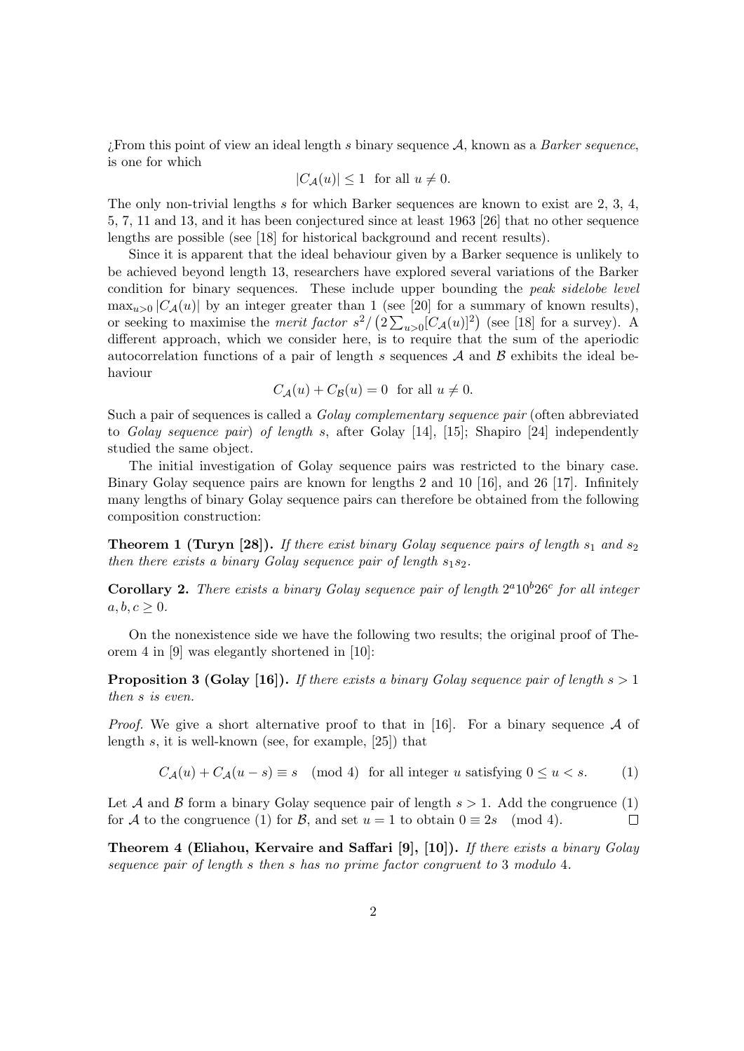¿From this point of view an ideal length $s$ binary sequence $\mathcal{A}$, known as a *Barker sequence*, is one for which

$$|C_{\mathcal{A}}(u)| \le 1 \quad \text{for all } u \neq 0.$$

The only non-trivial lengths $s$ for which Barker sequences are known to exist are 2, 3, 4, 5, 7, 11 and 13, and it has been conjectured since at least 1963 [26] that no other sequence lengths are possible (see [18] for historical background and recent results).

Since it is apparent that the ideal behaviour given by a Barker sequence is unlikely to be achieved beyond length 13, researchers have explored several variations of the Barker condition for binary sequences. These include upper bounding the *peak sidelobe level* $\max_{u>0} |C_{\mathcal{A}}(u)|$ by an integer greater than 1 (see [20] for a summary of known results), or seeking to maximise the *merit factor* $s^2/\left(2\sum_{u>0}[C_{\mathcal{A}}(u)]^2\right)$ (see [18] for a survey). A different approach, which we consider here, is to require that the sum of the aperiodic autocorrelation functions of a pair of length $s$ sequences $\mathcal{A}$ and $\mathcal{B}$ exhibits the ideal behaviour

$$C_{\mathcal{A}}(u) + C_{\mathcal{B}}(u) = 0 \quad \text{for all } u \neq 0.$$

Such a pair of sequences is called a *Golay complementary sequence pair* (often abbreviated to *Golay sequence pair*) *of length* $s$, after Golay [14], [15]; Shapiro [24] independently studied the same object.

The initial investigation of Golay sequence pairs was restricted to the binary case. Binary Golay sequence pairs are known for lengths 2 and 10 [16], and 26 [17]. Infinitely many lengths of binary Golay sequence pairs can therefore be obtained from the following composition construction:

**Theorem 1 (Turyn [28]).** *If there exist binary Golay sequence pairs of length $s_1$ and $s_2$ then there exists a binary Golay sequence pair of length $s_1 s_2$.*

**Corollary 2.** *There exists a binary Golay sequence pair of length $2^a 10^b 26^c$ for all integer $a, b, c \ge 0$.*

On the nonexistence side we have the following two results; the original proof of Theorem 4 in [9] was elegantly shortened in [10]:

**Proposition 3 (Golay [16]).** *If there exists a binary Golay sequence pair of length $s > 1$ then $s$ is even.*

*Proof.* We give a short alternative proof to that in [16]. For a binary sequence $\mathcal{A}$ of length $s$, it is well-known (see, for example, [25]) that

$$C_{\mathcal{A}}(u) + C_{\mathcal{A}}(u-s) \equiv s \pmod 4 \quad \text{for all integer } u \text{ satisfying } 0 \le u < s. \tag{1}$$

Let $\mathcal{A}$ and $\mathcal{B}$ form a binary Golay sequence pair of length $s > 1$. Add the congruence (1) for $\mathcal{A}$ to the congruence (1) for $\mathcal{B}$, and set $u = 1$ to obtain $0 \equiv 2s \pmod 4$. $\square$

**Theorem 4 (Eliahou, Kervaire and Saffari [9], [10]).** *If there exists a binary Golay sequence pair of length $s$ then $s$ has no prime factor congruent to 3 modulo 4.*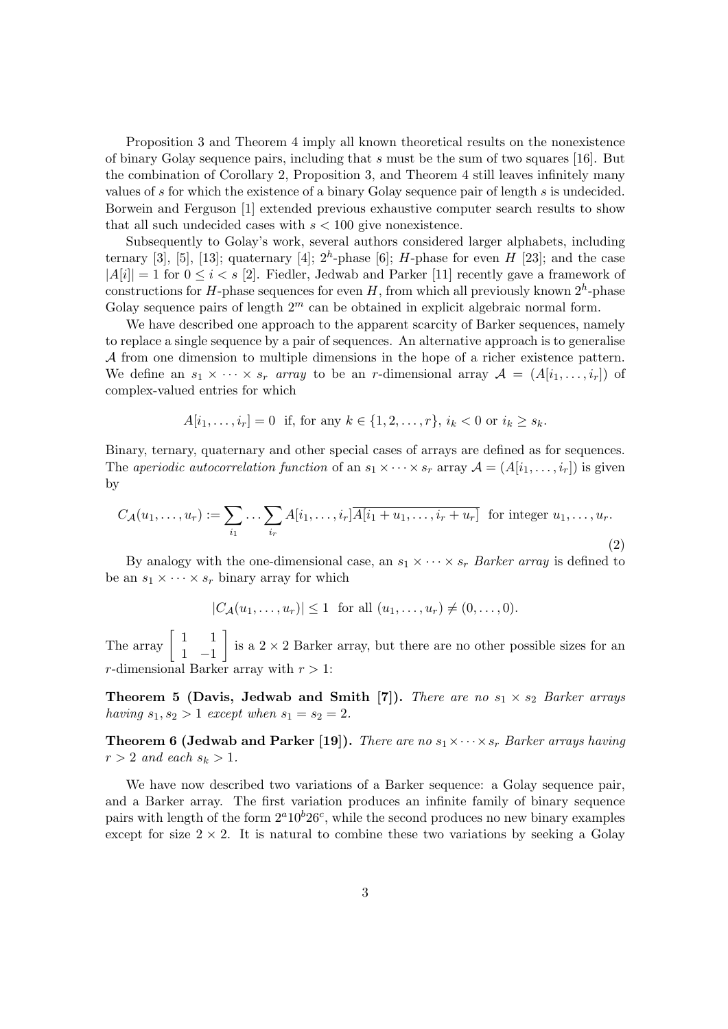Proposition 3 and Theorem 4 imply all known theoretical results on the nonexistence of binary Golay sequence pairs, including that $s$ must be the sum of two squares [16]. But the combination of Corollary 2, Proposition 3, and Theorem 4 still leaves infinitely many values of $s$ for which the existence of a binary Golay sequence pair of length $s$ is undecided. Borwein and Ferguson [1] extended previous exhaustive computer search results to show that all such undecided cases with $s < 100$ give nonexistence.

Subsequently to Golay's work, several authors considered larger alphabets, including ternary [3], [5], [13]; quaternary [4]; $2^h$-phase [6]; $H$-phase for even $H$ [23]; and the case $|A[i]| = 1$ for $0 \leq i < s$ [2]. Fiedler, Jedwab and Parker [11] recently gave a framework of constructions for $H$-phase sequences for even $H$, from which all previously known $2^h$-phase Golay sequence pairs of length $2^m$ can be obtained in explicit algebraic normal form.

We have described one approach to the apparent scarcity of Barker sequences, namely to replace a single sequence by a pair of sequences. An alternative approach is to generalise $\mathcal{A}$ from one dimension to multiple dimensions in the hope of a richer existence pattern. We define an $s_1 \times \cdots \times s_r$ *array* to be an $r$-dimensional array $\mathcal{A} = (A[i_1, \ldots, i_r])$ of complex-valued entries for which

$$A[i_1, \ldots, i_r] = 0 \text{ if, for any } k \in \{1, 2, \ldots, r\},\ i_k < 0 \text{ or } i_k \geq s_k.$$

Binary, ternary, quaternary and other special cases of arrays are defined as for sequences. The *aperiodic autocorrelation function* of an $s_1 \times \cdots \times s_r$ array $\mathcal{A} = (A[i_1, \ldots, i_r])$ is given by

$$C_{\mathcal{A}}(u_1, \ldots, u_r) := \sum_{i_1} \cdots \sum_{i_r} A[i_1, \ldots, i_r]\overline{A[i_1 + u_1, \ldots, i_r + u_r]} \text{ for integer } u_1, \ldots, u_r. \tag{2}$$

By analogy with the one-dimensional case, an $s_1 \times \cdots \times s_r$ *Barker array* is defined to be an $s_1 \times \cdots \times s_r$ binary array for which

$$|C_{\mathcal{A}}(u_1, \ldots, u_r)| \leq 1 \text{ for all } (u_1, \ldots, u_r) \neq (0, \ldots, 0).$$

The array $\begin{bmatrix} 1 & 1 \\ 1 & -1 \end{bmatrix}$ is a $2 \times 2$ Barker array, but there are no other possible sizes for an $r$-dimensional Barker array with $r > 1$:

**Theorem 5 (Davis, Jedwab and Smith [7]).** *There are no $s_1 \times s_2$ Barker arrays having $s_1, s_2 > 1$ except when $s_1 = s_2 = 2$.*

**Theorem 6 (Jedwab and Parker [19]).** *There are no $s_1 \times \cdots \times s_r$ Barker arrays having $r > 2$ and each $s_k > 1$.*

We have now described two variations of a Barker sequence: a Golay sequence pair, and a Barker array. The first variation produces an infinite family of binary sequence pairs with length of the form $2^a 10^b 26^c$, while the second produces no new binary examples except for size $2 \times 2$. It is natural to combine these two variations by seeking a Golay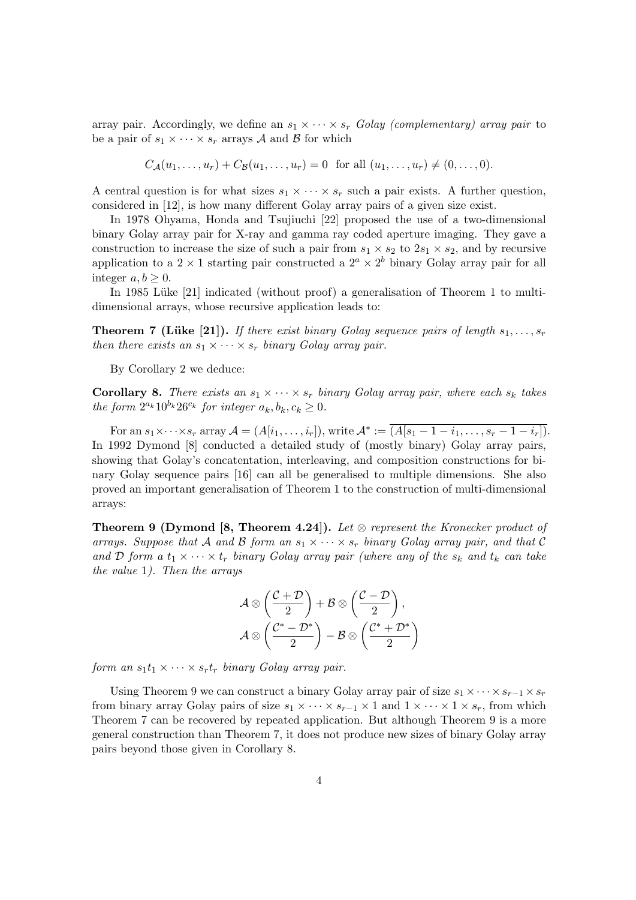array pair. Accordingly, we define an $s_1 \times \cdots \times s_r$ *Golay (complementary) array pair* to be a pair of $s_1 \times \cdots \times s_r$ arrays $\mathcal{A}$ and $\mathcal{B}$ for which

$$C_{\mathcal{A}}(u_1, \ldots, u_r) + C_{\mathcal{B}}(u_1, \ldots, u_r) = 0 \quad \text{for all } (u_1, \ldots, u_r) \neq (0, \ldots, 0).$$

A central question is for what sizes $s_1 \times \cdots \times s_r$ such a pair exists. A further question, considered in [12], is how many different Golay array pairs of a given size exist.

In 1978 Ohyama, Honda and Tsujiuchi [22] proposed the use of a two-dimensional binary Golay array pair for X-ray and gamma ray coded aperture imaging. They gave a construction to increase the size of such a pair from $s_1 \times s_2$ to $2s_1 \times s_2$, and by recursive application to a $2 \times 1$ starting pair constructed a $2^a \times 2^b$ binary Golay array pair for all integer $a, b \geq 0$.

In 1985 Lüke [21] indicated (without proof) a generalisation of Theorem 1 to multi-dimensional arrays, whose recursive application leads to:

**Theorem 7 (Lüke [21]).** *If there exist binary Golay sequence pairs of length $s_1, \ldots, s_r$ then there exists an $s_1 \times \cdots \times s_r$ binary Golay array pair.*

By Corollary 2 we deduce:

**Corollary 8.** *There exists an $s_1 \times \cdots \times s_r$ binary Golay array pair, where each $s_k$ takes the form $2^{a_k} 10^{b_k} 26^{c_k}$ for integer $a_k, b_k, c_k \geq 0$.*

For an $s_1 \times \cdots \times s_r$ array $\mathcal{A} = (A[i_1, \ldots, i_r])$, write $\mathcal{A}^* := \overline{(A[s_1 - 1 - i_1, \ldots, s_r - 1 - i_r])}$. In 1992 Dymond [8] conducted a detailed study of (mostly binary) Golay array pairs, showing that Golay's concatentation, interleaving, and composition constructions for binary Golay sequence pairs [16] can all be generalised to multiple dimensions. She also proved an important generalisation of Theorem 1 to the construction of multi-dimensional arrays:

**Theorem 9 (Dymond [8, Theorem 4.24]).** *Let $\otimes$ represent the Kronecker product of arrays. Suppose that $\mathcal{A}$ and $\mathcal{B}$ form an $s_1 \times \cdots \times s_r$ binary Golay array pair, and that $\mathcal{C}$ and $\mathcal{D}$ form a $t_1 \times \cdots \times t_r$ binary Golay array pair (where any of the $s_k$ and $t_k$ can take the value 1). Then the arrays*

$$\mathcal{A} \otimes \left( \frac{\mathcal{C} + \mathcal{D}}{2} \right) + \mathcal{B} \otimes \left( \frac{\mathcal{C} - \mathcal{D}}{2} \right),$$
$$\mathcal{A} \otimes \left( \frac{\mathcal{C}^* - \mathcal{D}^*}{2} \right) - \mathcal{B} \otimes \left( \frac{\mathcal{C}^* + \mathcal{D}^*}{2} \right)$$

*form an $s_1 t_1 \times \cdots \times s_r t_r$ binary Golay array pair.*

Using Theorem 9 we can construct a binary Golay array pair of size $s_1 \times \cdots \times s_{r-1} \times s_r$ from binary array Golay pairs of size $s_1 \times \cdots \times s_{r-1} \times 1$ and $1 \times \cdots \times 1 \times s_r$, from which Theorem 7 can be recovered by repeated application. But although Theorem 9 is a more general construction than Theorem 7, it does not produce new sizes of binary Golay array pairs beyond those given in Corollary 8.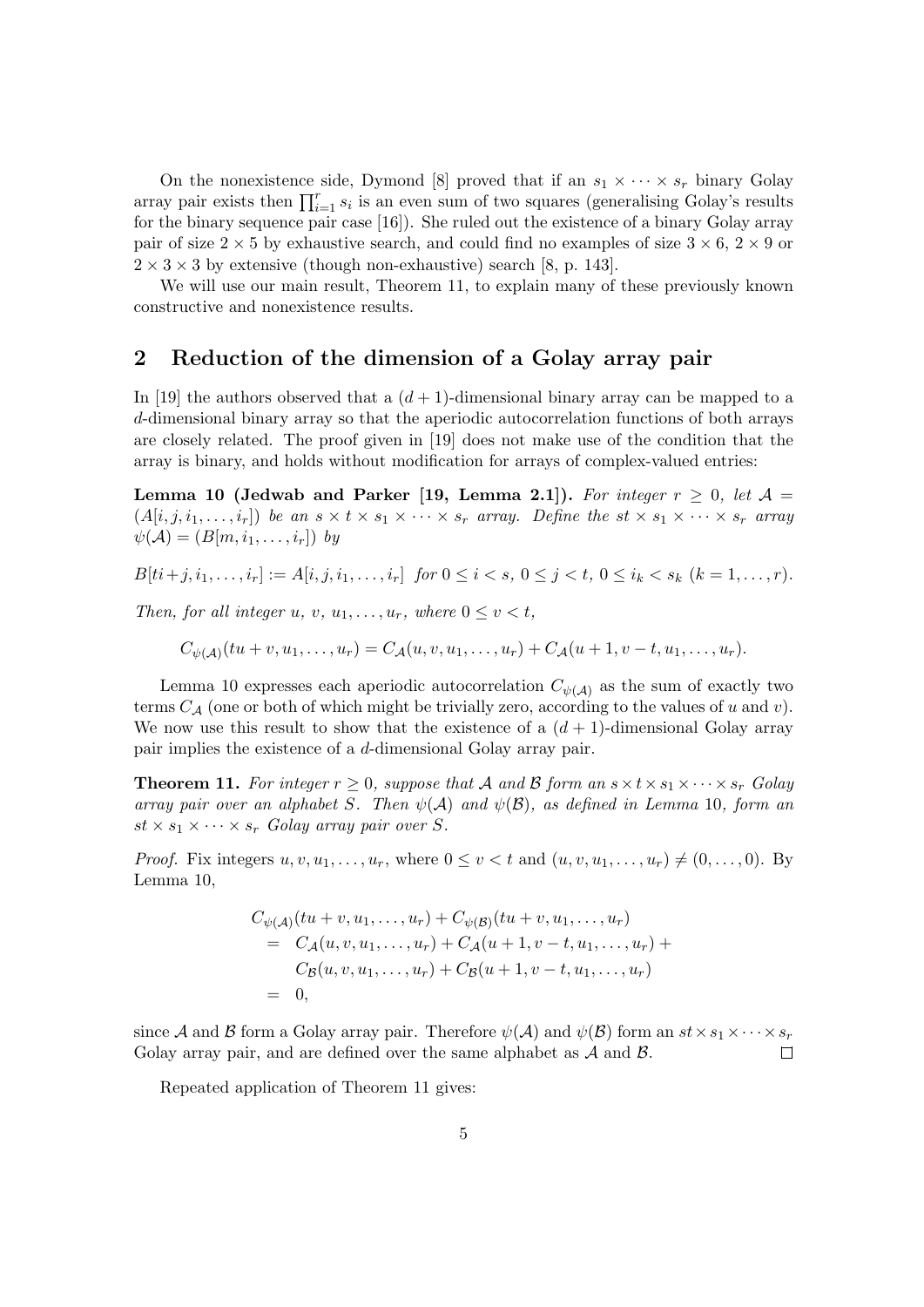On the nonexistence side, Dymond [8] proved that if an $s_1 \times \cdots \times s_r$ binary Golay array pair exists then $\prod_{i=1}^{r} s_i$ is an even sum of two squares (generalising Golay's results for the binary sequence pair case [16]). She ruled out the existence of a binary Golay array pair of size $2 \times 5$ by exhaustive search, and could find no examples of size $3 \times 6$, $2 \times 9$ or $2 \times 3 \times 3$ by extensive (though non-exhaustive) search [8, p. 143].

We will use our main result, Theorem 11, to explain many of these previously known constructive and nonexistence results.

## 2 Reduction of the dimension of a Golay array pair

In [19] the authors observed that a $(d+1)$-dimensional binary array can be mapped to a $d$-dimensional binary array so that the aperiodic autocorrelation functions of both arrays are closely related. The proof given in [19] does not make use of the condition that the array is binary, and holds without modification for arrays of complex-valued entries:

**Lemma 10 (Jedwab and Parker [19, Lemma 2.1]).** *For integer $r \geq 0$, let $\mathcal{A} = (A[i, j, i_1, \ldots, i_r])$ be an $s \times t \times s_1 \times \cdots \times s_r$ array. Define the $st \times s_1 \times \cdots \times s_r$ array $\psi(\mathcal{A}) = (B[m, i_1, \ldots, i_r])$ by*

$$B[ti+j, i_1, \ldots, i_r] := A[i, j, i_1, \ldots, i_r] \text{ for } 0 \leq i < s,\ 0 \leq j < t,\ 0 \leq i_k < s_k\ (k = 1, \ldots, r).$$

*Then, for all integer $u$, $v$, $u_1, \ldots, u_r$, where $0 \leq v < t$,*

$$C_{\psi(\mathcal{A})}(tu + v, u_1, \ldots, u_r) = C_{\mathcal{A}}(u, v, u_1, \ldots, u_r) + C_{\mathcal{A}}(u + 1, v - t, u_1, \ldots, u_r).$$

Lemma 10 expresses each aperiodic autocorrelation $C_{\psi(\mathcal{A})}$ as the sum of exactly two terms $C_{\mathcal{A}}$ (one or both of which might be trivially zero, according to the values of $u$ and $v$). We now use this result to show that the existence of a $(d+1)$-dimensional Golay array pair implies the existence of a $d$-dimensional Golay array pair.

**Theorem 11.** *For integer $r \geq 0$, suppose that $\mathcal{A}$ and $\mathcal{B}$ form an $s \times t \times s_1 \times \cdots \times s_r$ Golay array pair over an alphabet $S$. Then $\psi(\mathcal{A})$ and $\psi(\mathcal{B})$, as defined in Lemma 10, form an $st \times s_1 \times \cdots \times s_r$ Golay array pair over $S$.*

*Proof.* Fix integers $u, v, u_1, \ldots, u_r$, where $0 \leq v < t$ and $(u, v, u_1, \ldots, u_r) \neq (0, \ldots, 0)$. By Lemma 10,

$$\begin{aligned}
& C_{\psi(\mathcal{A})}(tu + v, u_1, \ldots, u_r) + C_{\psi(\mathcal{B})}(tu + v, u_1, \ldots, u_r) \\
&= C_{\mathcal{A}}(u, v, u_1, \ldots, u_r) + C_{\mathcal{A}}(u + 1, v - t, u_1, \ldots, u_r) + \\
&\quad C_{\mathcal{B}}(u, v, u_1, \ldots, u_r) + C_{\mathcal{B}}(u + 1, v - t, u_1, \ldots, u_r) \\
&= 0,
\end{aligned}$$

since $\mathcal{A}$ and $\mathcal{B}$ form a Golay array pair. Therefore $\psi(\mathcal{A})$ and $\psi(\mathcal{B})$ form an $st \times s_1 \times \cdots \times s_r$ Golay array pair, and are defined over the same alphabet as $\mathcal{A}$ and $\mathcal{B}$. $\square$

Repeated application of Theorem 11 gives: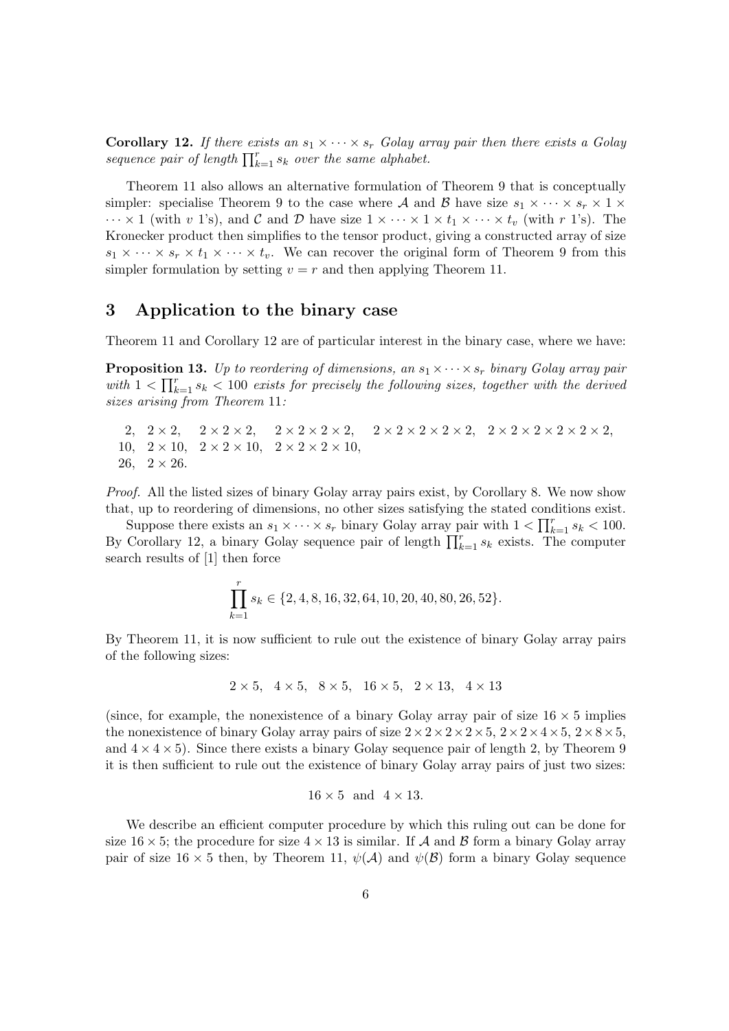**Corollary 12.** *If there exists an $s_1 \times \cdots \times s_r$ Golay array pair then there exists a Golay sequence pair of length $\prod_{k=1}^{r} s_k$ over the same alphabet.*

Theorem 11 also allows an alternative formulation of Theorem 9 that is conceptually simpler: specialise Theorem 9 to the case where $\mathcal{A}$ and $\mathcal{B}$ have size $s_1 \times \cdots \times s_r \times 1 \times \cdots \times 1$ (with $v$ 1's), and $\mathcal{C}$ and $\mathcal{D}$ have size $1 \times \cdots \times 1 \times t_1 \times \cdots \times t_v$ (with $r$ 1's). The Kronecker product then simplifies to the tensor product, giving a constructed array of size $s_1 \times \cdots \times s_r \times t_1 \times \cdots \times t_v$. We can recover the original form of Theorem 9 from this simpler formulation by setting $v = r$ and then applying Theorem 11.

## 3 Application to the binary case

Theorem 11 and Corollary 12 are of particular interest in the binary case, where we have:

**Proposition 13.** *Up to reordering of dimensions, an $s_1 \times \cdots \times s_r$ binary Golay array pair with $1 < \prod_{k=1}^{r} s_k < 100$ exists for precisely the following sizes, together with the derived sizes arising from Theorem 11:*

$2$, $2 \times 2$, $2 \times 2 \times 2$, $2 \times 2 \times 2 \times 2$, $2 \times 2 \times 2 \times 2 \times 2$, $2 \times 2 \times 2 \times 2 \times 2 \times 2$,
$10$, $2 \times 10$, $2 \times 2 \times 10$, $2 \times 2 \times 2 \times 10$,
$26$, $2 \times 26$.

*Proof.* All the listed sizes of binary Golay array pairs exist, by Corollary 8. We now show that, up to reordering of dimensions, no other sizes satisfying the stated conditions exist.

Suppose there exists an $s_1 \times \cdots \times s_r$ binary Golay array pair with $1 < \prod_{k=1}^{r} s_k < 100$. By Corollary 12, a binary Golay sequence pair of length $\prod_{k=1}^{r} s_k$ exists. The computer search results of [1] then force

$$\prod_{k=1}^{r} s_k \in \{2, 4, 8, 16, 32, 64, 10, 20, 40, 80, 26, 52\}.$$

By Theorem 11, it is now sufficient to rule out the existence of binary Golay array pairs of the following sizes:

$$2 \times 5, \quad 4 \times 5, \quad 8 \times 5, \quad 16 \times 5, \quad 2 \times 13, \quad 4 \times 13$$

(since, for example, the nonexistence of a binary Golay array pair of size $16 \times 5$ implies the nonexistence of binary Golay array pairs of size $2 \times 2 \times 2 \times 2 \times 5$, $2 \times 2 \times 4 \times 5$, $2 \times 8 \times 5$, and $4 \times 4 \times 5$). Since there exists a binary Golay sequence pair of length 2, by Theorem 9 it is then sufficient to rule out the existence of binary Golay array pairs of just two sizes:

$$16 \times 5 \quad \text{and} \quad 4 \times 13.$$

We describe an efficient computer procedure by which this ruling out can be done for size $16 \times 5$; the procedure for size $4 \times 13$ is similar. If $\mathcal{A}$ and $\mathcal{B}$ form a binary Golay array pair of size $16 \times 5$ then, by Theorem 11, $\psi(\mathcal{A})$ and $\psi(\mathcal{B})$ form a binary Golay sequence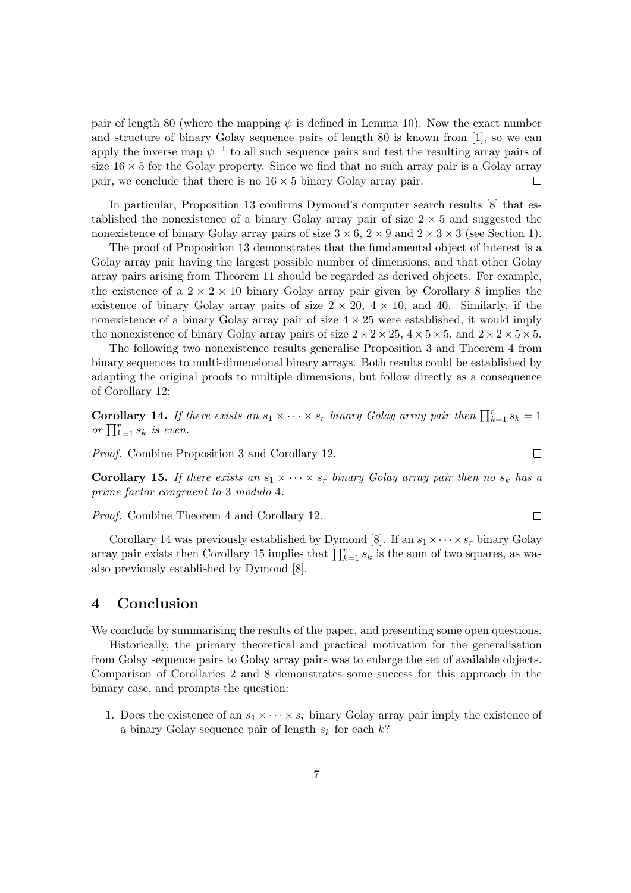pair of length 80 (where the mapping $\psi$ is defined in Lemma 10). Now the exact number and structure of binary Golay sequence pairs of length 80 is known from [1], so we can apply the inverse map $\psi^{-1}$ to all such sequence pairs and test the resulting array pairs of size $16 \times 5$ for the Golay property. Since we find that no such array pair is a Golay array pair, we conclude that there is no $16 \times 5$ binary Golay array pair. $\square$

In particular, Proposition 13 confirms Dymond's computer search results [8] that established the nonexistence of a binary Golay array pair of size $2 \times 5$ and suggested the nonexistence of binary Golay array pairs of size $3 \times 6$, $2 \times 9$ and $2 \times 3 \times 3$ (see Section 1).

The proof of Proposition 13 demonstrates that the fundamental object of interest is a Golay array pair having the largest possible number of dimensions, and that other Golay array pairs arising from Theorem 11 should be regarded as derived objects. For example, the existence of a $2 \times 2 \times 10$ binary Golay array pair given by Corollary 8 implies the existence of binary Golay array pairs of size $2 \times 20$, $4 \times 10$, and 40. Similarly, if the nonexistence of a binary Golay array pair of size $4 \times 25$ were established, it would imply the nonexistence of binary Golay array pairs of size $2 \times 2 \times 25$, $4 \times 5 \times 5$, and $2 \times 2 \times 5 \times 5$.

The following two nonexistence results generalise Proposition 3 and Theorem 4 from binary sequences to multi-dimensional binary arrays. Both results could be established by adapting the original proofs to multiple dimensions, but follow directly as a consequence of Corollary 12:

**Corollary 14.** *If there exists an $s_1 \times \cdots \times s_r$ binary Golay array pair then $\prod_{k=1}^{r} s_k = 1$ or $\prod_{k=1}^{r} s_k$ is even.*

*Proof.* Combine Proposition 3 and Corollary 12. $\square$

**Corollary 15.** *If there exists an $s_1 \times \cdots \times s_r$ binary Golay array pair then no $s_k$ has a prime factor congruent to 3 modulo 4.*

*Proof.* Combine Theorem 4 and Corollary 12. $\square$

Corollary 14 was previously established by Dymond [8]. If an $s_1 \times \cdots \times s_r$ binary Golay array pair exists then Corollary 15 implies that $\prod_{k=1}^{r} s_k$ is the sum of two squares, as was also previously established by Dymond [8].

## 4 Conclusion

We conclude by summarising the results of the paper, and presenting some open questions.

Historically, the primary theoretical and practical motivation for the generalisation from Golay sequence pairs to Golay array pairs was to enlarge the set of available objects. Comparison of Corollaries 2 and 8 demonstrates some success for this approach in the binary case, and prompts the question:

1. Does the existence of an $s_1 \times \cdots \times s_r$ binary Golay array pair imply the existence of a binary Golay sequence pair of length $s_k$ for each $k$?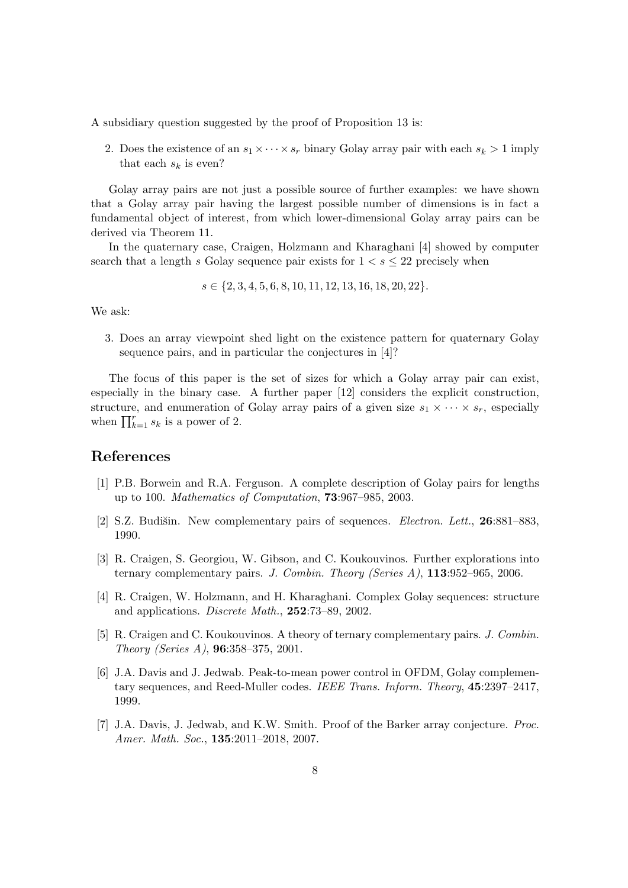A subsidiary question suggested by the proof of Proposition 13 is:

2. Does the existence of an $s_1 \times \cdots \times s_r$ binary Golay array pair with each $s_k > 1$ imply that each $s_k$ is even?

Golay array pairs are not just a possible source of further examples: we have shown that a Golay array pair having the largest possible number of dimensions is in fact a fundamental object of interest, from which lower-dimensional Golay array pairs can be derived via Theorem 11.

In the quaternary case, Craigen, Holzmann and Kharaghani [4] showed by computer search that a length $s$ Golay sequence pair exists for $1 < s \leq 22$ precisely when

$$s \in \{2, 3, 4, 5, 6, 8, 10, 11, 12, 13, 16, 18, 20, 22\}.$$

We ask:

3. Does an array viewpoint shed light on the existence pattern for quaternary Golay sequence pairs, and in particular the conjectures in [4]?

The focus of this paper is the set of sizes for which a Golay array pair can exist, especially in the binary case. A further paper [12] considers the explicit construction, structure, and enumeration of Golay array pairs of a given size $s_1 \times \cdots \times s_r$, especially when $\prod_{k=1}^{r} s_k$ is a power of 2.

## References

[1] P.B. Borwein and R.A. Ferguson. A complete description of Golay pairs for lengths up to 100. *Mathematics of Computation*, **73**:967–985, 2003.

[2] S.Z. Budišin. New complementary pairs of sequences. *Electron. Lett.*, **26**:881–883, 1990.

[3] R. Craigen, S. Georgiou, W. Gibson, and C. Koukouvinos. Further explorations into ternary complementary pairs. *J. Combin. Theory (Series A)*, **113**:952–965, 2006.

[4] R. Craigen, W. Holzmann, and H. Kharaghani. Complex Golay sequences: structure and applications. *Discrete Math.*, **252**:73–89, 2002.

[5] R. Craigen and C. Koukouvinos. A theory of ternary complementary pairs. *J. Combin. Theory (Series A)*, **96**:358–375, 2001.

[6] J.A. Davis and J. Jedwab. Peak-to-mean power control in OFDM, Golay complementary sequences, and Reed-Muller codes. *IEEE Trans. Inform. Theory*, **45**:2397–2417, 1999.

[7] J.A. Davis, J. Jedwab, and K.W. Smith. Proof of the Barker array conjecture. *Proc. Amer. Math. Soc.*, **135**:2011–2018, 2007.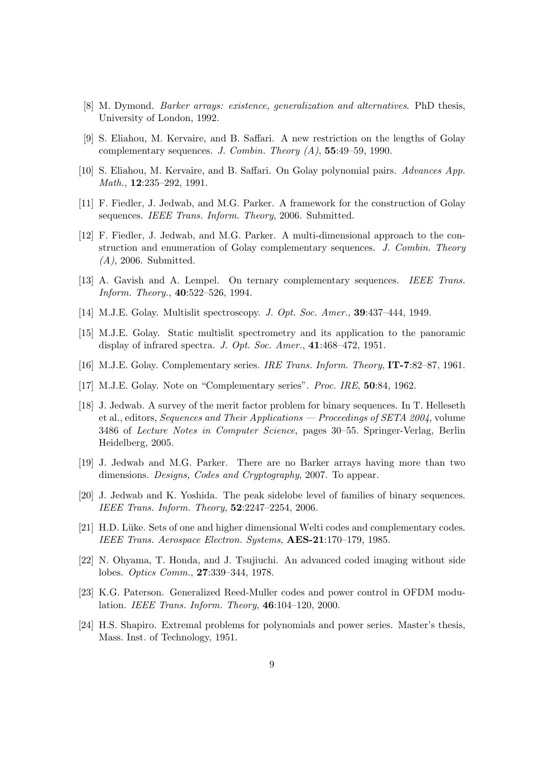[8] M. Dymond. *Barker arrays: existence, generalization and alternatives*. PhD thesis, University of London, 1992.

[9] S. Eliahou, M. Kervaire, and B. Saffari. A new restriction on the lengths of Golay complementary sequences. *J. Combin. Theory (A)*, **55**:49–59, 1990.

[10] S. Eliahou, M. Kervaire, and B. Saffari. On Golay polynomial pairs. *Advances App. Math.*, **12**:235–292, 1991.

[11] F. Fiedler, J. Jedwab, and M.G. Parker. A framework for the construction of Golay sequences. *IEEE Trans. Inform. Theory*, 2006. Submitted.

[12] F. Fiedler, J. Jedwab, and M.G. Parker. A multi-dimensional approach to the construction and enumeration of Golay complementary sequences. *J. Combin. Theory (A)*, 2006. Submitted.

[13] A. Gavish and A. Lempel. On ternary complementary sequences. *IEEE Trans. Inform. Theory.*, **40**:522–526, 1994.

[14] M.J.E. Golay. Multislit spectroscopy. *J. Opt. Soc. Amer.*, **39**:437–444, 1949.

[15] M.J.E. Golay. Static multislit spectrometry and its application to the panoramic display of infrared spectra. *J. Opt. Soc. Amer.*, **41**:468–472, 1951.

[16] M.J.E. Golay. Complementary series. *IRE Trans. Inform. Theory*, **IT-7**:82–87, 1961.

[17] M.J.E. Golay. Note on "Complementary series". *Proc. IRE*, **50**:84, 1962.

[18] J. Jedwab. A survey of the merit factor problem for binary sequences. In T. Helleseth et al., editors, *Sequences and Their Applications — Proceedings of SETA 2004*, volume 3486 of *Lecture Notes in Computer Science*, pages 30–55. Springer-Verlag, Berlin Heidelberg, 2005.

[19] J. Jedwab and M.G. Parker. There are no Barker arrays having more than two dimensions. *Designs, Codes and Cryptography*, 2007. To appear.

[20] J. Jedwab and K. Yoshida. The peak sidelobe level of families of binary sequences. *IEEE Trans. Inform. Theory*, **52**:2247–2254, 2006.

[21] H.D. Lüke. Sets of one and higher dimensional Welti codes and complementary codes. *IEEE Trans. Aerospace Electron. Systems*, **AES-21**:170–179, 1985.

[22] N. Ohyama, T. Honda, and J. Tsujiuchi. An advanced coded imaging without side lobes. *Optics Comm.*, **27**:339–344, 1978.

[23] K.G. Paterson. Generalized Reed-Muller codes and power control in OFDM modulation. *IEEE Trans. Inform. Theory*, **46**:104–120, 2000.

[24] H.S. Shapiro. Extremal problems for polynomials and power series. Master's thesis, Mass. Inst. of Technology, 1951.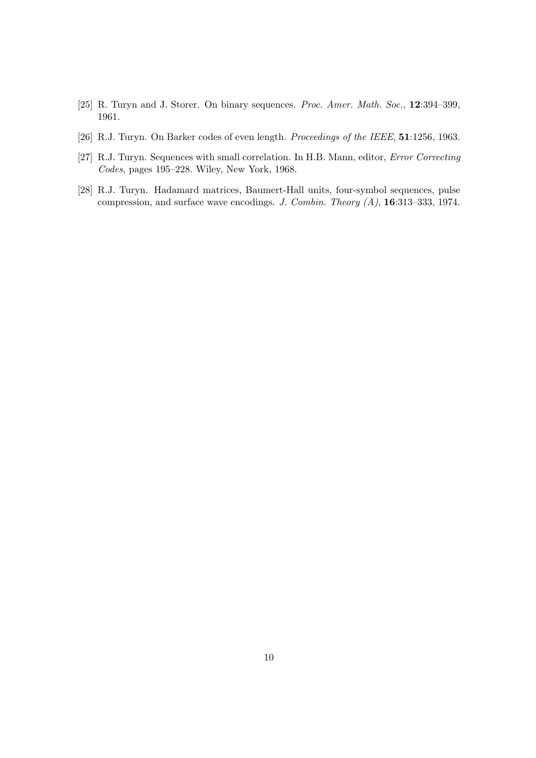[25] R. Turyn and J. Storer. On binary sequences. *Proc. Amer. Math. Soc.*, **12**:394–399, 1961.

[26] R.J. Turyn. On Barker codes of even length. *Proceedings of the IEEE*, **51**:1256, 1963.

[27] R.J. Turyn. Sequences with small correlation. In H.B. Mann, editor, *Error Correcting Codes*, pages 195–228. Wiley, New York, 1968.

[28] R.J. Turyn. Hadamard matrices, Baumert-Hall units, four-symbol sequences, pulse compression, and surface wave encodings. *J. Combin. Theory (A)*, **16**:313–333, 1974.